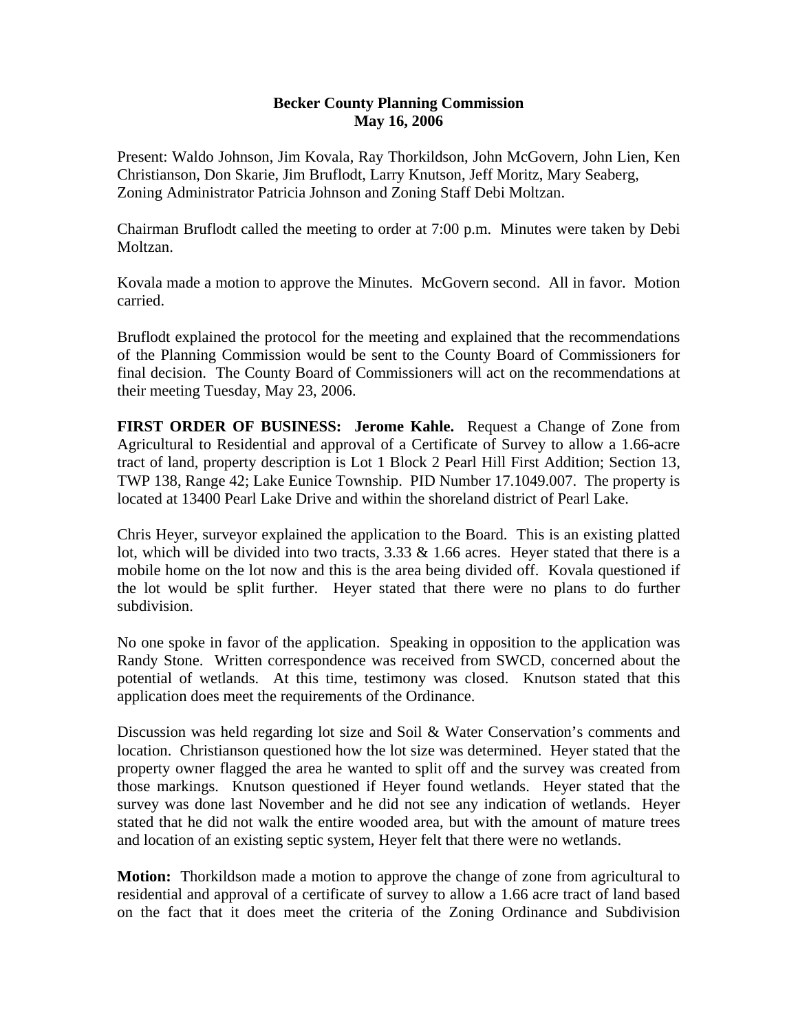**Becker County Planning Commission**
**May 16, 2006**

Present: Waldo Johnson, Jim Kovala, Ray Thorkildson, John McGovern, John Lien, Ken Christianson, Don Skarie, Jim Bruflodt, Larry Knutson, Jeff Moritz, Mary Seaberg, Zoning Administrator Patricia Johnson and Zoning Staff Debi Moltzan.

Chairman Bruflodt called the meeting to order at 7:00 p.m. Minutes were taken by Debi Moltzan.

Kovala made a motion to approve the Minutes. McGovern second. All in favor. Motion carried.

Bruflodt explained the protocol for the meeting and explained that the recommendations of the Planning Commission would be sent to the County Board of Commissioners for final decision. The County Board of Commissioners will act on the recommendations at their meeting Tuesday, May 23, 2006.

**FIRST ORDER OF BUSINESS: Jerome Kahle.** Request a Change of Zone from Agricultural to Residential and approval of a Certificate of Survey to allow a 1.66-acre tract of land, property description is Lot 1 Block 2 Pearl Hill First Addition; Section 13, TWP 138, Range 42; Lake Eunice Township. PID Number 17.1049.007. The property is located at 13400 Pearl Lake Drive and within the shoreland district of Pearl Lake.

Chris Heyer, surveyor explained the application to the Board. This is an existing platted lot, which will be divided into two tracts, 3.33 & 1.66 acres. Heyer stated that there is a mobile home on the lot now and this is the area being divided off. Kovala questioned if the lot would be split further. Heyer stated that there were no plans to do further subdivision.

No one spoke in favor of the application. Speaking in opposition to the application was Randy Stone. Written correspondence was received from SWCD, concerned about the potential of wetlands. At this time, testimony was closed. Knutson stated that this application does meet the requirements of the Ordinance.

Discussion was held regarding lot size and Soil & Water Conservation's comments and location. Christianson questioned how the lot size was determined. Heyer stated that the property owner flagged the area he wanted to split off and the survey was created from those markings. Knutson questioned if Heyer found wetlands. Heyer stated that the survey was done last November and he did not see any indication of wetlands. Heyer stated that he did not walk the entire wooded area, but with the amount of mature trees and location of an existing septic system, Heyer felt that there were no wetlands.

**Motion:** Thorkildson made a motion to approve the change of zone from agricultural to residential and approval of a certificate of survey to allow a 1.66 acre tract of land based on the fact that it does meet the criteria of the Zoning Ordinance and Subdivision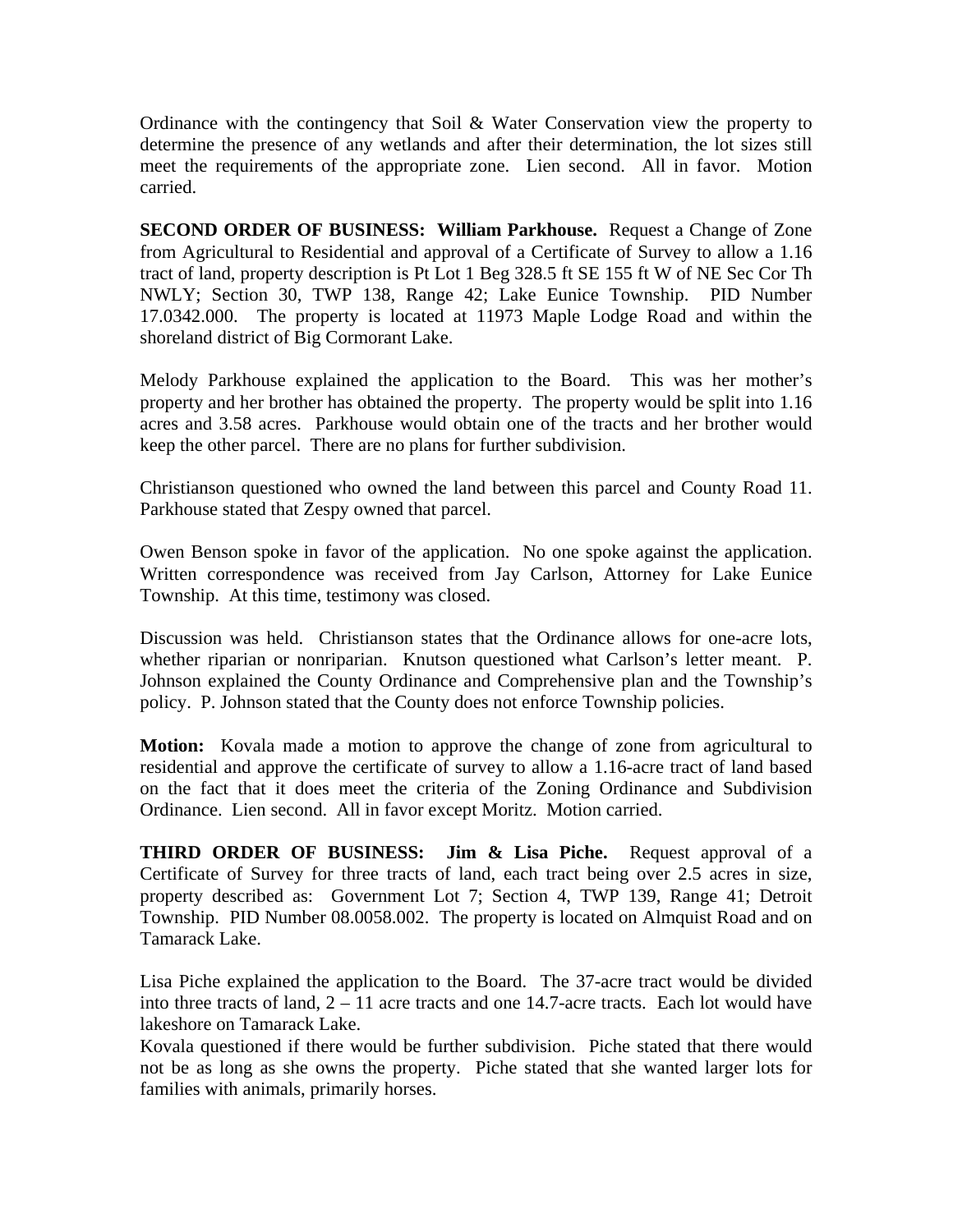Ordinance with the contingency that Soil & Water Conservation view the property to determine the presence of any wetlands and after their determination, the lot sizes still meet the requirements of the appropriate zone. Lien second. All in favor. Motion carried.

**SECOND ORDER OF BUSINESS: William Parkhouse.** Request a Change of Zone from Agricultural to Residential and approval of a Certificate of Survey to allow a 1.16 tract of land, property description is Pt Lot 1 Beg 328.5 ft SE 155 ft W of NE Sec Cor Th NWLY; Section 30, TWP 138, Range 42; Lake Eunice Township. PID Number 17.0342.000. The property is located at 11973 Maple Lodge Road and within the shoreland district of Big Cormorant Lake.

Melody Parkhouse explained the application to the Board. This was her mother's property and her brother has obtained the property. The property would be split into 1.16 acres and 3.58 acres. Parkhouse would obtain one of the tracts and her brother would keep the other parcel. There are no plans for further subdivision.

Christianson questioned who owned the land between this parcel and County Road 11. Parkhouse stated that Zespy owned that parcel.

Owen Benson spoke in favor of the application. No one spoke against the application. Written correspondence was received from Jay Carlson, Attorney for Lake Eunice Township. At this time, testimony was closed.

Discussion was held. Christianson states that the Ordinance allows for one-acre lots, whether riparian or nonriparian. Knutson questioned what Carlson's letter meant. P. Johnson explained the County Ordinance and Comprehensive plan and the Township's policy. P. Johnson stated that the County does not enforce Township policies.

**Motion:** Kovala made a motion to approve the change of zone from agricultural to residential and approve the certificate of survey to allow a 1.16-acre tract of land based on the fact that it does meet the criteria of the Zoning Ordinance and Subdivision Ordinance. Lien second. All in favor except Moritz. Motion carried.

**THIRD ORDER OF BUSINESS: Jim & Lisa Piche.** Request approval of a Certificate of Survey for three tracts of land, each tract being over 2.5 acres in size, property described as: Government Lot 7; Section 4, TWP 139, Range 41; Detroit Township. PID Number 08.0058.002. The property is located on Almquist Road and on Tamarack Lake.

Lisa Piche explained the application to the Board. The 37-acre tract would be divided into three tracts of land, 2 – 11 acre tracts and one 14.7-acre tracts. Each lot would have lakeshore on Tamarack Lake.
Kovala questioned if there would be further subdivision. Piche stated that there would not be as long as she owns the property. Piche stated that she wanted larger lots for families with animals, primarily horses.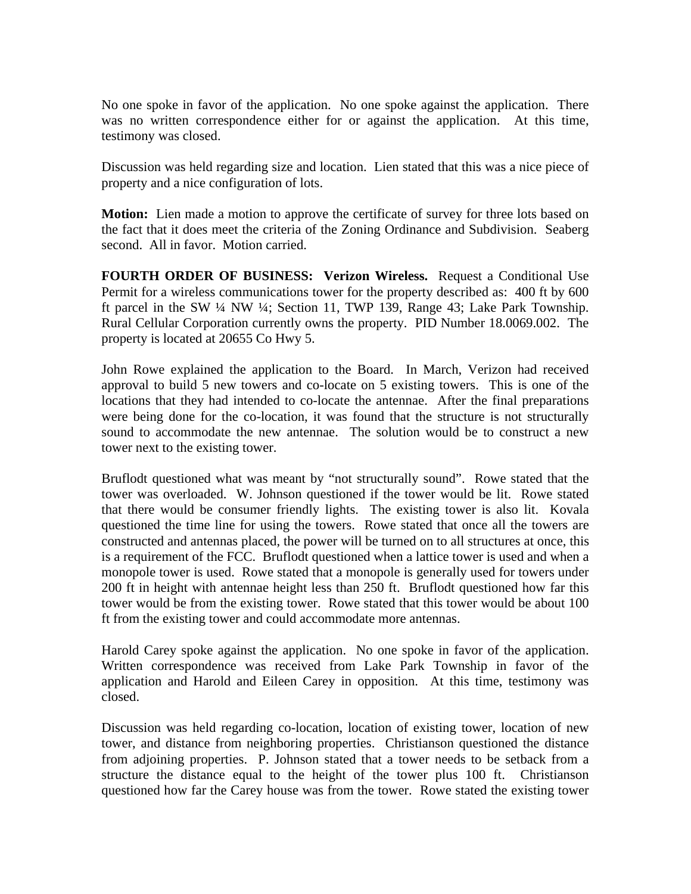No one spoke in favor of the application. No one spoke against the application. There was no written correspondence either for or against the application. At this time, testimony was closed.

Discussion was held regarding size and location. Lien stated that this was a nice piece of property and a nice configuration of lots.

**Motion:** Lien made a motion to approve the certificate of survey for three lots based on the fact that it does meet the criteria of the Zoning Ordinance and Subdivision. Seaberg second. All in favor. Motion carried.

**FOURTH ORDER OF BUSINESS: Verizon Wireless.** Request a Conditional Use Permit for a wireless communications tower for the property described as: 400 ft by 600 ft parcel in the SW ¼ NW ¼; Section 11, TWP 139, Range 43; Lake Park Township. Rural Cellular Corporation currently owns the property. PID Number 18.0069.002. The property is located at 20655 Co Hwy 5.

John Rowe explained the application to the Board. In March, Verizon had received approval to build 5 new towers and co-locate on 5 existing towers. This is one of the locations that they had intended to co-locate the antennae. After the final preparations were being done for the co-location, it was found that the structure is not structurally sound to accommodate the new antennae. The solution would be to construct a new tower next to the existing tower.

Bruflodt questioned what was meant by "not structurally sound". Rowe stated that the tower was overloaded. W. Johnson questioned if the tower would be lit. Rowe stated that there would be consumer friendly lights. The existing tower is also lit. Kovala questioned the time line for using the towers. Rowe stated that once all the towers are constructed and antennas placed, the power will be turned on to all structures at once, this is a requirement of the FCC. Bruflodt questioned when a lattice tower is used and when a monopole tower is used. Rowe stated that a monopole is generally used for towers under 200 ft in height with antennae height less than 250 ft. Bruflodt questioned how far this tower would be from the existing tower. Rowe stated that this tower would be about 100 ft from the existing tower and could accommodate more antennas.

Harold Carey spoke against the application. No one spoke in favor of the application. Written correspondence was received from Lake Park Township in favor of the application and Harold and Eileen Carey in opposition. At this time, testimony was closed.

Discussion was held regarding co-location, location of existing tower, location of new tower, and distance from neighboring properties. Christianson questioned the distance from adjoining properties. P. Johnson stated that a tower needs to be setback from a structure the distance equal to the height of the tower plus 100 ft. Christianson questioned how far the Carey house was from the tower. Rowe stated the existing tower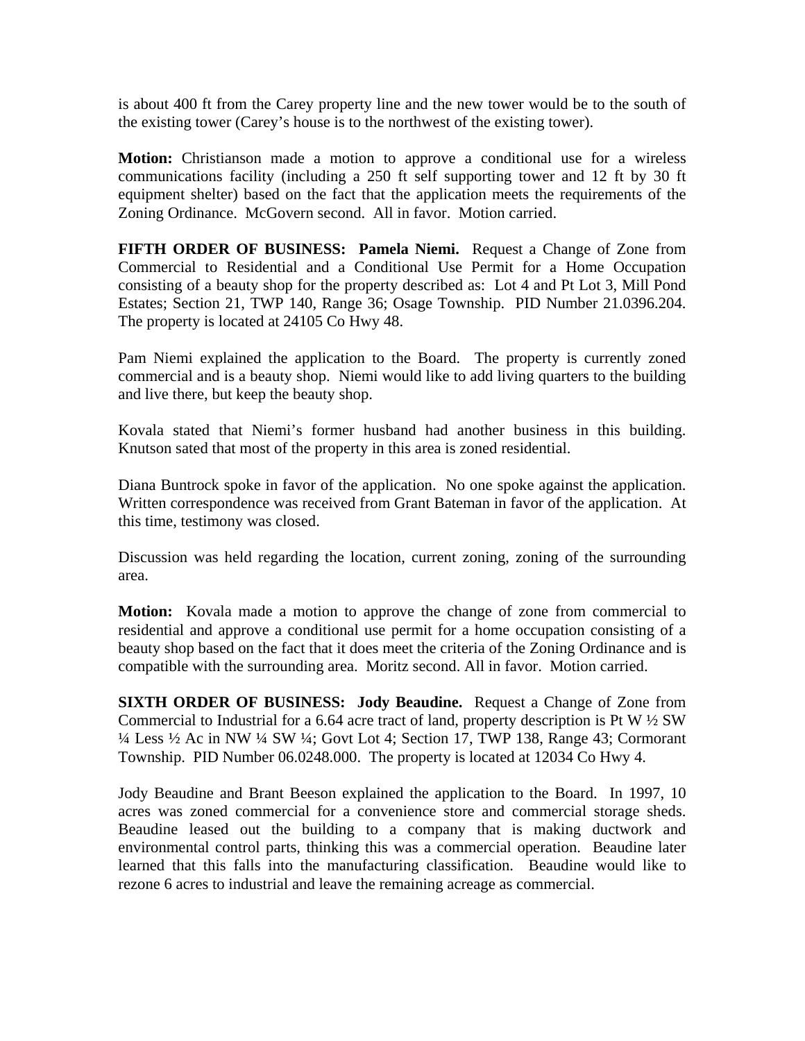is about 400 ft from the Carey property line and the new tower would be to the south of the existing tower (Carey's house is to the northwest of the existing tower).

**Motion:** Christianson made a motion to approve a conditional use for a wireless communications facility (including a 250 ft self supporting tower and 12 ft by 30 ft equipment shelter) based on the fact that the application meets the requirements of the Zoning Ordinance. McGovern second. All in favor. Motion carried.

**FIFTH ORDER OF BUSINESS: Pamela Niemi.** Request a Change of Zone from Commercial to Residential and a Conditional Use Permit for a Home Occupation consisting of a beauty shop for the property described as: Lot 4 and Pt Lot 3, Mill Pond Estates; Section 21, TWP 140, Range 36; Osage Township. PID Number 21.0396.204. The property is located at 24105 Co Hwy 48.

Pam Niemi explained the application to the Board. The property is currently zoned commercial and is a beauty shop. Niemi would like to add living quarters to the building and live there, but keep the beauty shop.

Kovala stated that Niemi's former husband had another business in this building. Knutson sated that most of the property in this area is zoned residential.

Diana Buntrock spoke in favor of the application. No one spoke against the application. Written correspondence was received from Grant Bateman in favor of the application. At this time, testimony was closed.

Discussion was held regarding the location, current zoning, zoning of the surrounding area.

**Motion:** Kovala made a motion to approve the change of zone from commercial to residential and approve a conditional use permit for a home occupation consisting of a beauty shop based on the fact that it does meet the criteria of the Zoning Ordinance and is compatible with the surrounding area. Moritz second. All in favor. Motion carried.

**SIXTH ORDER OF BUSINESS: Jody Beaudine.** Request a Change of Zone from Commercial to Industrial for a 6.64 acre tract of land, property description is Pt W ½ SW ¼ Less ½ Ac in NW ¼ SW ¼; Govt Lot 4; Section 17, TWP 138, Range 43; Cormorant Township. PID Number 06.0248.000. The property is located at 12034 Co Hwy 4.

Jody Beaudine and Brant Beeson explained the application to the Board. In 1997, 10 acres was zoned commercial for a convenience store and commercial storage sheds. Beaudine leased out the building to a company that is making ductwork and environmental control parts, thinking this was a commercial operation. Beaudine later learned that this falls into the manufacturing classification. Beaudine would like to rezone 6 acres to industrial and leave the remaining acreage as commercial.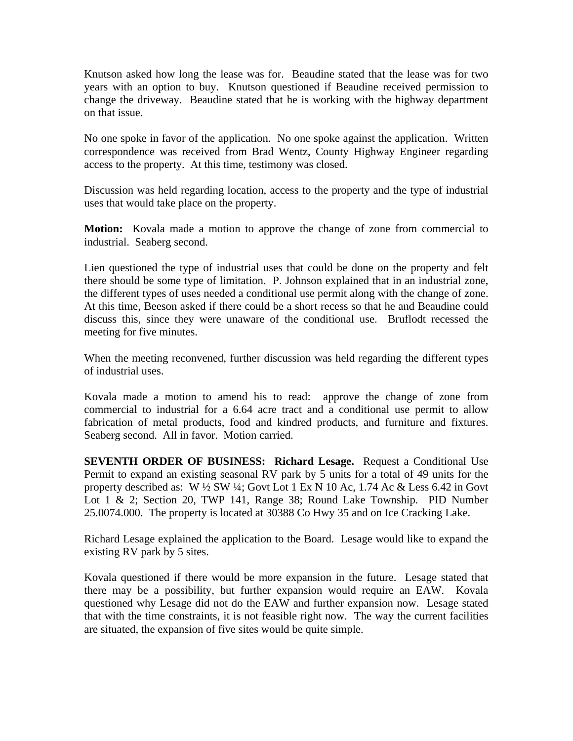Knutson asked how long the lease was for. Beaudine stated that the lease was for two years with an option to buy. Knutson questioned if Beaudine received permission to change the driveway. Beaudine stated that he is working with the highway department on that issue.

No one spoke in favor of the application. No one spoke against the application. Written correspondence was received from Brad Wentz, County Highway Engineer regarding access to the property. At this time, testimony was closed.

Discussion was held regarding location, access to the property and the type of industrial uses that would take place on the property.

**Motion:** Kovala made a motion to approve the change of zone from commercial to industrial. Seaberg second.

Lien questioned the type of industrial uses that could be done on the property and felt there should be some type of limitation. P. Johnson explained that in an industrial zone, the different types of uses needed a conditional use permit along with the change of zone. At this time, Beeson asked if there could be a short recess so that he and Beaudine could discuss this, since they were unaware of the conditional use. Bruflodt recessed the meeting for five minutes.

When the meeting reconvened, further discussion was held regarding the different types of industrial uses.

Kovala made a motion to amend his to read: approve the change of zone from commercial to industrial for a 6.64 acre tract and a conditional use permit to allow fabrication of metal products, food and kindred products, and furniture and fixtures. Seaberg second. All in favor. Motion carried.

**SEVENTH ORDER OF BUSINESS: Richard Lesage.** Request a Conditional Use Permit to expand an existing seasonal RV park by 5 units for a total of 49 units for the property described as: W ½ SW ¼; Govt Lot 1 Ex N 10 Ac, 1.74 Ac & Less 6.42 in Govt Lot 1 & 2; Section 20, TWP 141, Range 38; Round Lake Township. PID Number 25.0074.000. The property is located at 30388 Co Hwy 35 and on Ice Cracking Lake.

Richard Lesage explained the application to the Board. Lesage would like to expand the existing RV park by 5 sites.

Kovala questioned if there would be more expansion in the future. Lesage stated that there may be a possibility, but further expansion would require an EAW. Kovala questioned why Lesage did not do the EAW and further expansion now. Lesage stated that with the time constraints, it is not feasible right now. The way the current facilities are situated, the expansion of five sites would be quite simple.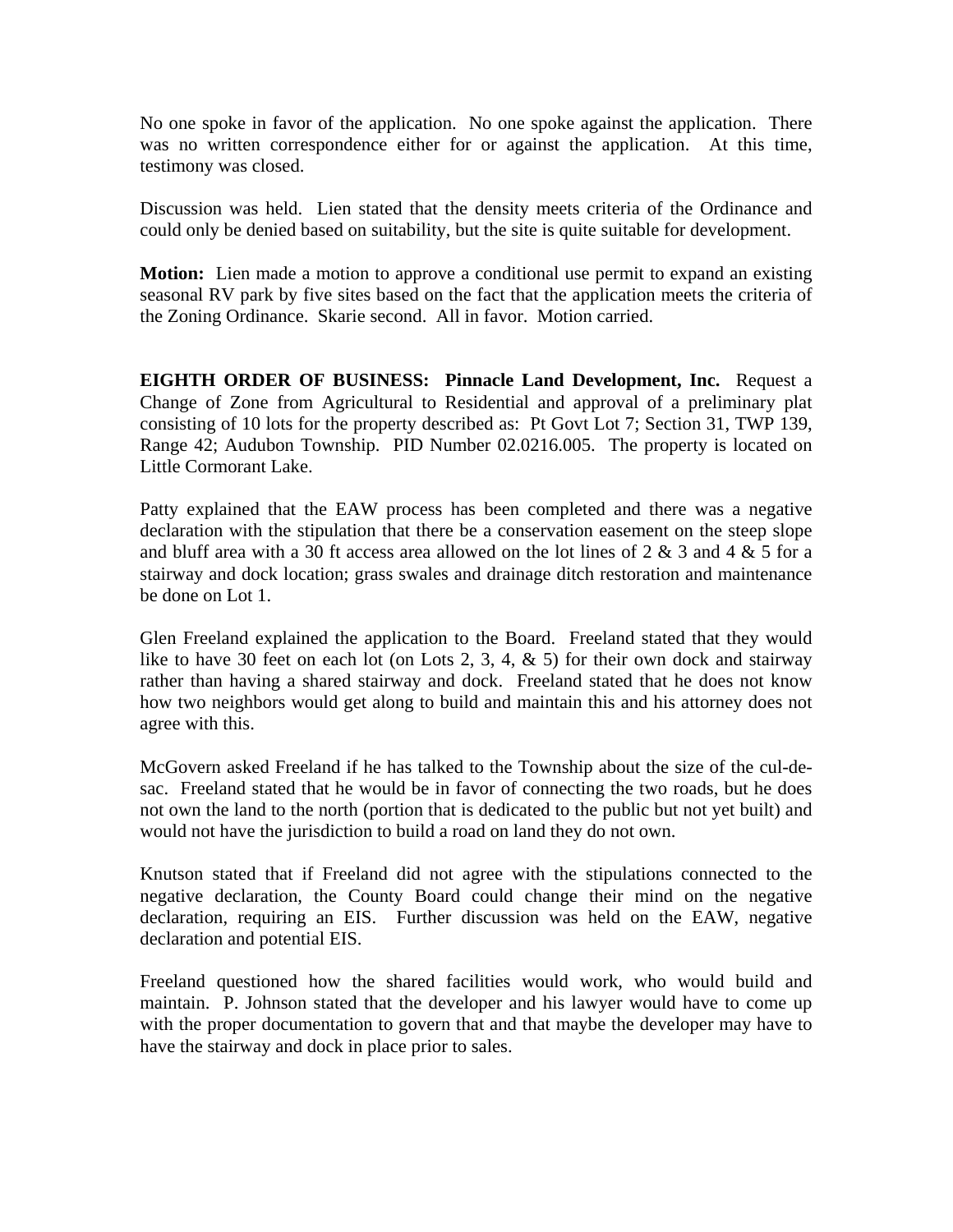No one spoke in favor of the application. No one spoke against the application. There was no written correspondence either for or against the application. At this time, testimony was closed.

Discussion was held. Lien stated that the density meets criteria of the Ordinance and could only be denied based on suitability, but the site is quite suitable for development.

**Motion:** Lien made a motion to approve a conditional use permit to expand an existing seasonal RV park by five sites based on the fact that the application meets the criteria of the Zoning Ordinance. Skarie second. All in favor. Motion carried.

**EIGHTH ORDER OF BUSINESS: Pinnacle Land Development, Inc.** Request a Change of Zone from Agricultural to Residential and approval of a preliminary plat consisting of 10 lots for the property described as: Pt Govt Lot 7; Section 31, TWP 139, Range 42; Audubon Township. PID Number 02.0216.005. The property is located on Little Cormorant Lake.

Patty explained that the EAW process has been completed and there was a negative declaration with the stipulation that there be a conservation easement on the steep slope and bluff area with a 30 ft access area allowed on the lot lines of 2 & 3 and 4 & 5 for a stairway and dock location; grass swales and drainage ditch restoration and maintenance be done on Lot 1.

Glen Freeland explained the application to the Board. Freeland stated that they would like to have 30 feet on each lot (on Lots 2, 3, 4, & 5) for their own dock and stairway rather than having a shared stairway and dock. Freeland stated that he does not know how two neighbors would get along to build and maintain this and his attorney does not agree with this.

McGovern asked Freeland if he has talked to the Township about the size of the cul-de-sac. Freeland stated that he would be in favor of connecting the two roads, but he does not own the land to the north (portion that is dedicated to the public but not yet built) and would not have the jurisdiction to build a road on land they do not own.

Knutson stated that if Freeland did not agree with the stipulations connected to the negative declaration, the County Board could change their mind on the negative declaration, requiring an EIS. Further discussion was held on the EAW, negative declaration and potential EIS.

Freeland questioned how the shared facilities would work, who would build and maintain. P. Johnson stated that the developer and his lawyer would have to come up with the proper documentation to govern that and that maybe the developer may have to have the stairway and dock in place prior to sales.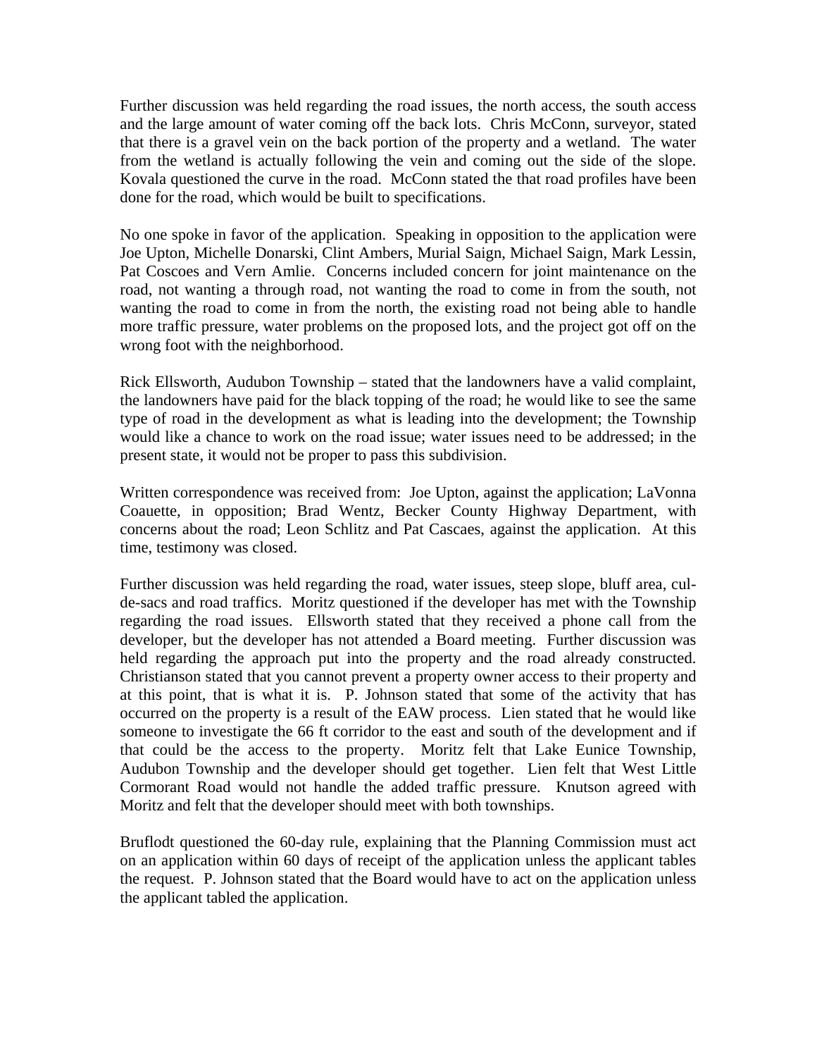Further discussion was held regarding the road issues, the north access, the south access and the large amount of water coming off the back lots. Chris McConn, surveyor, stated that there is a gravel vein on the back portion of the property and a wetland. The water from the wetland is actually following the vein and coming out the side of the slope. Kovala questioned the curve in the road. McConn stated the that road profiles have been done for the road, which would be built to specifications.

No one spoke in favor of the application. Speaking in opposition to the application were Joe Upton, Michelle Donarski, Clint Ambers, Murial Saign, Michael Saign, Mark Lessin, Pat Coscoes and Vern Amlie. Concerns included concern for joint maintenance on the road, not wanting a through road, not wanting the road to come in from the south, not wanting the road to come in from the north, the existing road not being able to handle more traffic pressure, water problems on the proposed lots, and the project got off on the wrong foot with the neighborhood.

Rick Ellsworth, Audubon Township – stated that the landowners have a valid complaint, the landowners have paid for the black topping of the road; he would like to see the same type of road in the development as what is leading into the development; the Township would like a chance to work on the road issue; water issues need to be addressed; in the present state, it would not be proper to pass this subdivision.

Written correspondence was received from: Joe Upton, against the application; LaVonna Coauette, in opposition; Brad Wentz, Becker County Highway Department, with concerns about the road; Leon Schlitz and Pat Cascaes, against the application. At this time, testimony was closed.

Further discussion was held regarding the road, water issues, steep slope, bluff area, cul-de-sacs and road traffics. Moritz questioned if the developer has met with the Township regarding the road issues. Ellsworth stated that they received a phone call from the developer, but the developer has not attended a Board meeting. Further discussion was held regarding the approach put into the property and the road already constructed. Christianson stated that you cannot prevent a property owner access to their property and at this point, that is what it is. P. Johnson stated that some of the activity that has occurred on the property is a result of the EAW process. Lien stated that he would like someone to investigate the 66 ft corridor to the east and south of the development and if that could be the access to the property. Moritz felt that Lake Eunice Township, Audubon Township and the developer should get together. Lien felt that West Little Cormorant Road would not handle the added traffic pressure. Knutson agreed with Moritz and felt that the developer should meet with both townships.

Bruflodt questioned the 60-day rule, explaining that the Planning Commission must act on an application within 60 days of receipt of the application unless the applicant tables the request. P. Johnson stated that the Board would have to act on the application unless the applicant tabled the application.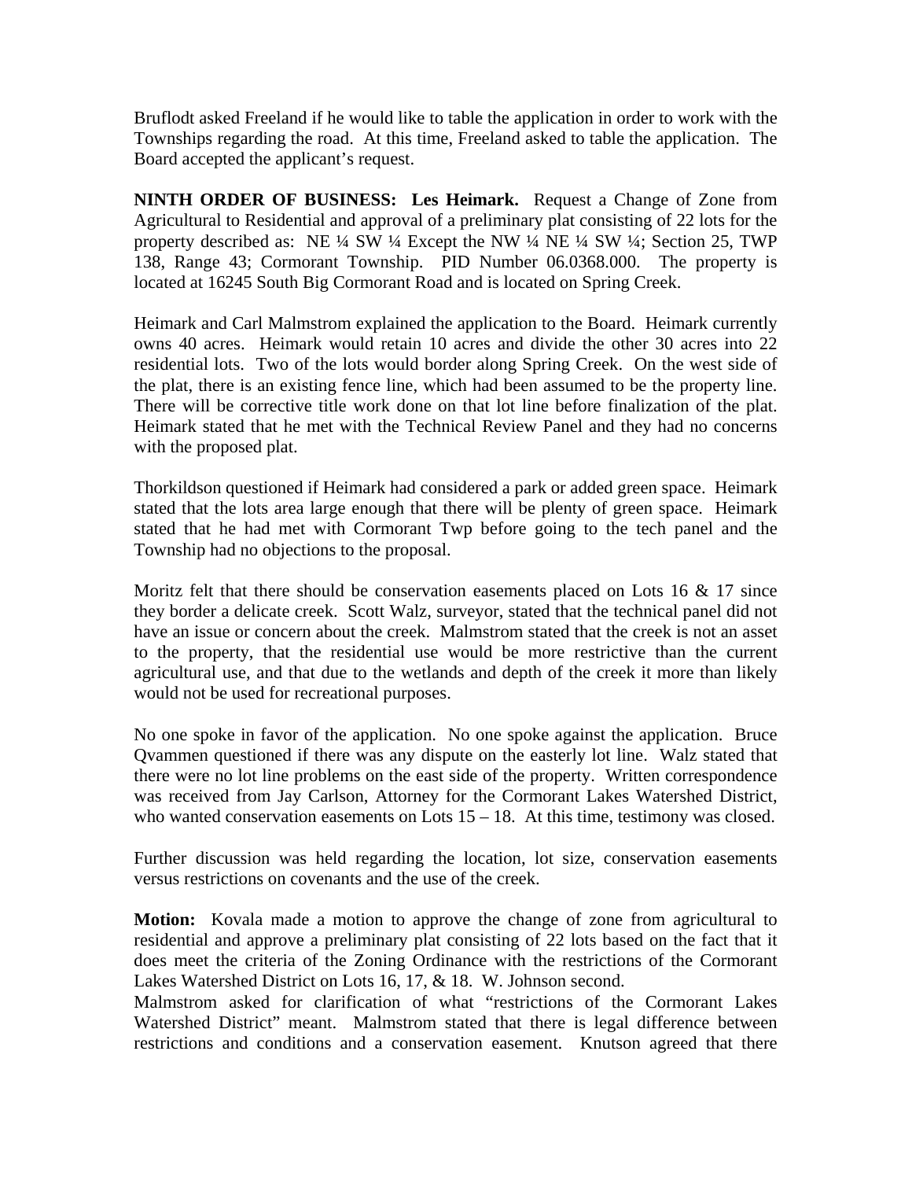Bruflodt asked Freeland if he would like to table the application in order to work with the Townships regarding the road. At this time, Freeland asked to table the application. The Board accepted the applicant's request.

**NINTH ORDER OF BUSINESS: Les Heimark.** Request a Change of Zone from Agricultural to Residential and approval of a preliminary plat consisting of 22 lots for the property described as: NE ¼ SW ¼ Except the NW ¼ NE ¼ SW ¼; Section 25, TWP 138, Range 43; Cormorant Township. PID Number 06.0368.000. The property is located at 16245 South Big Cormorant Road and is located on Spring Creek.

Heimark and Carl Malmstrom explained the application to the Board. Heimark currently owns 40 acres. Heimark would retain 10 acres and divide the other 30 acres into 22 residential lots. Two of the lots would border along Spring Creek. On the west side of the plat, there is an existing fence line, which had been assumed to be the property line. There will be corrective title work done on that lot line before finalization of the plat. Heimark stated that he met with the Technical Review Panel and they had no concerns with the proposed plat.

Thorkildson questioned if Heimark had considered a park or added green space. Heimark stated that the lots area large enough that there will be plenty of green space. Heimark stated that he had met with Cormorant Twp before going to the tech panel and the Township had no objections to the proposal.

Moritz felt that there should be conservation easements placed on Lots 16 & 17 since they border a delicate creek. Scott Walz, surveyor, stated that the technical panel did not have an issue or concern about the creek. Malmstrom stated that the creek is not an asset to the property, that the residential use would be more restrictive than the current agricultural use, and that due to the wetlands and depth of the creek it more than likely would not be used for recreational purposes.

No one spoke in favor of the application. No one spoke against the application. Bruce Qvammen questioned if there was any dispute on the easterly lot line. Walz stated that there were no lot line problems on the east side of the property. Written correspondence was received from Jay Carlson, Attorney for the Cormorant Lakes Watershed District, who wanted conservation easements on Lots 15 – 18. At this time, testimony was closed.

Further discussion was held regarding the location, lot size, conservation easements versus restrictions on covenants and the use of the creek.

**Motion:** Kovala made a motion to approve the change of zone from agricultural to residential and approve a preliminary plat consisting of 22 lots based on the fact that it does meet the criteria of the Zoning Ordinance with the restrictions of the Cormorant Lakes Watershed District on Lots 16, 17, & 18. W. Johnson second.
Malmstrom asked for clarification of what "restrictions of the Cormorant Lakes Watershed District" meant. Malmstrom stated that there is legal difference between restrictions and conditions and a conservation easement. Knutson agreed that there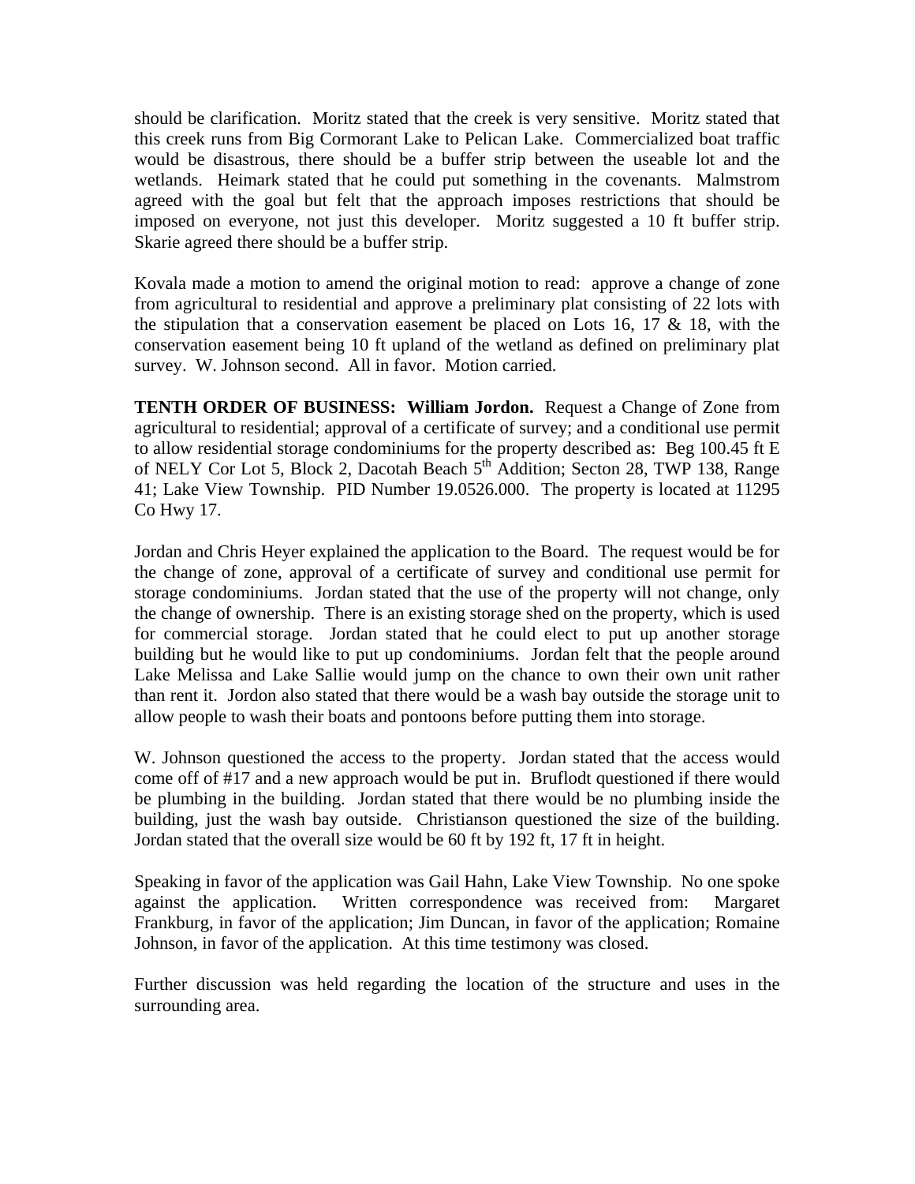should be clarification. Moritz stated that the creek is very sensitive. Moritz stated that this creek runs from Big Cormorant Lake to Pelican Lake. Commercialized boat traffic would be disastrous, there should be a buffer strip between the useable lot and the wetlands. Heimark stated that he could put something in the covenants. Malmstrom agreed with the goal but felt that the approach imposes restrictions that should be imposed on everyone, not just this developer. Moritz suggested a 10 ft buffer strip. Skarie agreed there should be a buffer strip.

Kovala made a motion to amend the original motion to read: approve a change of zone from agricultural to residential and approve a preliminary plat consisting of 22 lots with the stipulation that a conservation easement be placed on Lots 16, 17 & 18, with the conservation easement being 10 ft upland of the wetland as defined on preliminary plat survey. W. Johnson second. All in favor. Motion carried.

**TENTH ORDER OF BUSINESS: William Jordon.** Request a Change of Zone from agricultural to residential; approval of a certificate of survey; and a conditional use permit to allow residential storage condominiums for the property described as: Beg 100.45 ft E of NELY Cor Lot 5, Block 2, Dacotah Beach 5th Addition; Secton 28, TWP 138, Range 41; Lake View Township. PID Number 19.0526.000. The property is located at 11295 Co Hwy 17.

Jordan and Chris Heyer explained the application to the Board. The request would be for the change of zone, approval of a certificate of survey and conditional use permit for storage condominiums. Jordan stated that the use of the property will not change, only the change of ownership. There is an existing storage shed on the property, which is used for commercial storage. Jordan stated that he could elect to put up another storage building but he would like to put up condominiums. Jordan felt that the people around Lake Melissa and Lake Sallie would jump on the chance to own their own unit rather than rent it. Jordon also stated that there would be a wash bay outside the storage unit to allow people to wash their boats and pontoons before putting them into storage.

W. Johnson questioned the access to the property. Jordan stated that the access would come off of #17 and a new approach would be put in. Bruflodt questioned if there would be plumbing in the building. Jordan stated that there would be no plumbing inside the building, just the wash bay outside. Christianson questioned the size of the building. Jordan stated that the overall size would be 60 ft by 192 ft, 17 ft in height.

Speaking in favor of the application was Gail Hahn, Lake View Township. No one spoke against the application. Written correspondence was received from: Margaret Frankburg, in favor of the application; Jim Duncan, in favor of the application; Romaine Johnson, in favor of the application. At this time testimony was closed.

Further discussion was held regarding the location of the structure and uses in the surrounding area.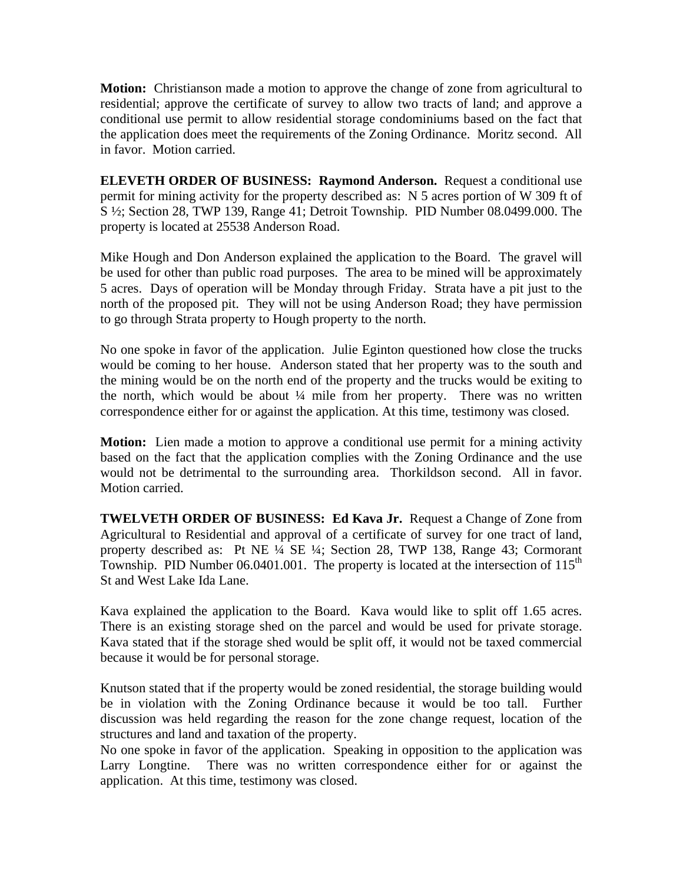**Motion:** Christianson made a motion to approve the change of zone from agricultural to residential; approve the certificate of survey to allow two tracts of land; and approve a conditional use permit to allow residential storage condominiums based on the fact that the application does meet the requirements of the Zoning Ordinance. Moritz second. All in favor. Motion carried.

**ELEVETH ORDER OF BUSINESS: Raymond Anderson.** Request a conditional use permit for mining activity for the property described as: N 5 acres portion of W 309 ft of S ½; Section 28, TWP 139, Range 41; Detroit Township. PID Number 08.0499.000. The property is located at 25538 Anderson Road.

Mike Hough and Don Anderson explained the application to the Board. The gravel will be used for other than public road purposes. The area to be mined will be approximately 5 acres. Days of operation will be Monday through Friday. Strata have a pit just to the north of the proposed pit. They will not be using Anderson Road; they have permission to go through Strata property to Hough property to the north.

No one spoke in favor of the application. Julie Eginton questioned how close the trucks would be coming to her house. Anderson stated that her property was to the south and the mining would be on the north end of the property and the trucks would be exiting to the north, which would be about ¼ mile from her property. There was no written correspondence either for or against the application. At this time, testimony was closed.

**Motion:** Lien made a motion to approve a conditional use permit for a mining activity based on the fact that the application complies with the Zoning Ordinance and the use would not be detrimental to the surrounding area. Thorkildson second. All in favor. Motion carried.

**TWELVETH ORDER OF BUSINESS: Ed Kava Jr.** Request a Change of Zone from Agricultural to Residential and approval of a certificate of survey for one tract of land, property described as: Pt NE ¼ SE ¼; Section 28, TWP 138, Range 43; Cormorant Township. PID Number 06.0401.001. The property is located at the intersection of 115th St and West Lake Ida Lane.

Kava explained the application to the Board. Kava would like to split off 1.65 acres. There is an existing storage shed on the parcel and would be used for private storage. Kava stated that if the storage shed would be split off, it would not be taxed commercial because it would be for personal storage.

Knutson stated that if the property would be zoned residential, the storage building would be in violation with the Zoning Ordinance because it would be too tall. Further discussion was held regarding the reason for the zone change request, location of the structures and land and taxation of the property.

No one spoke in favor of the application. Speaking in opposition to the application was Larry Longtine. There was no written correspondence either for or against the application. At this time, testimony was closed.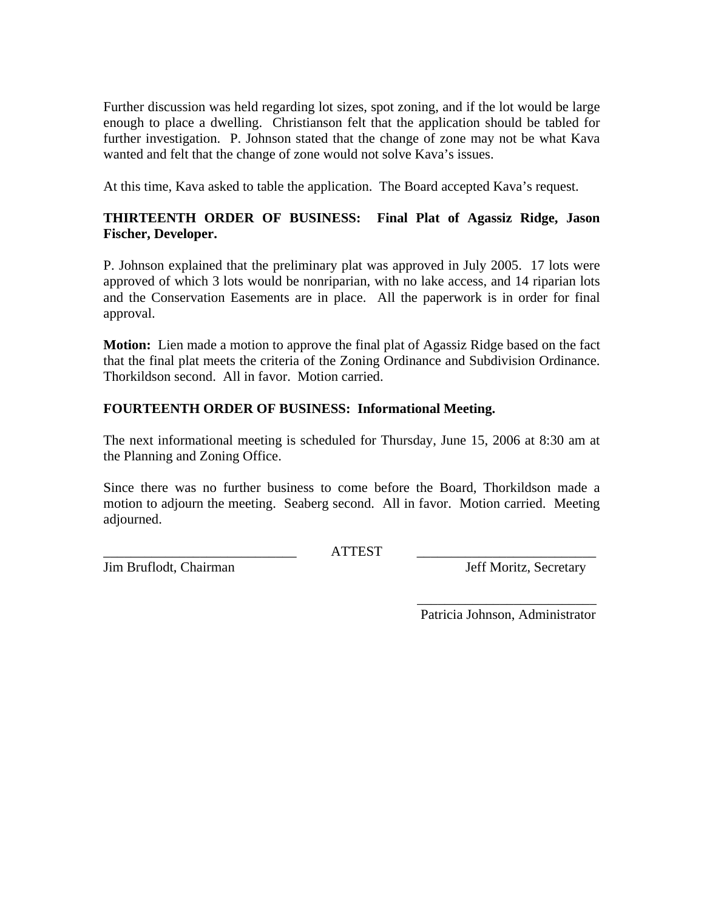Further discussion was held regarding lot sizes, spot zoning, and if the lot would be large enough to place a dwelling. Christianson felt that the application should be tabled for further investigation. P. Johnson stated that the change of zone may not be what Kava wanted and felt that the change of zone would not solve Kava's issues.

At this time, Kava asked to table the application. The Board accepted Kava's request.

**THIRTEENTH ORDER OF BUSINESS: Final Plat of Agassiz Ridge, Jason Fischer, Developer.**

P. Johnson explained that the preliminary plat was approved in July 2005. 17 lots were approved of which 3 lots would be nonriparian, with no lake access, and 14 riparian lots and the Conservation Easements are in place. All the paperwork is in order for final approval.

**Motion:** Lien made a motion to approve the final plat of Agassiz Ridge based on the fact that the final plat meets the criteria of the Zoning Ordinance and Subdivision Ordinance. Thorkildson second. All in favor. Motion carried.

**FOURTEENTH ORDER OF BUSINESS: Informational Meeting.**

The next informational meeting is scheduled for Thursday, June 15, 2006 at 8:30 am at the Planning and Zoning Office.

Since there was no further business to come before the Board, Thorkildson made a motion to adjourn the meeting. Seaberg second. All in favor. Motion carried. Meeting adjourned.

___________________________ ATTEST ___________________________

Jim Bruflodt, Chairman Jeff Moritz, Secretary

___________________________

Patricia Johnson, Administrator